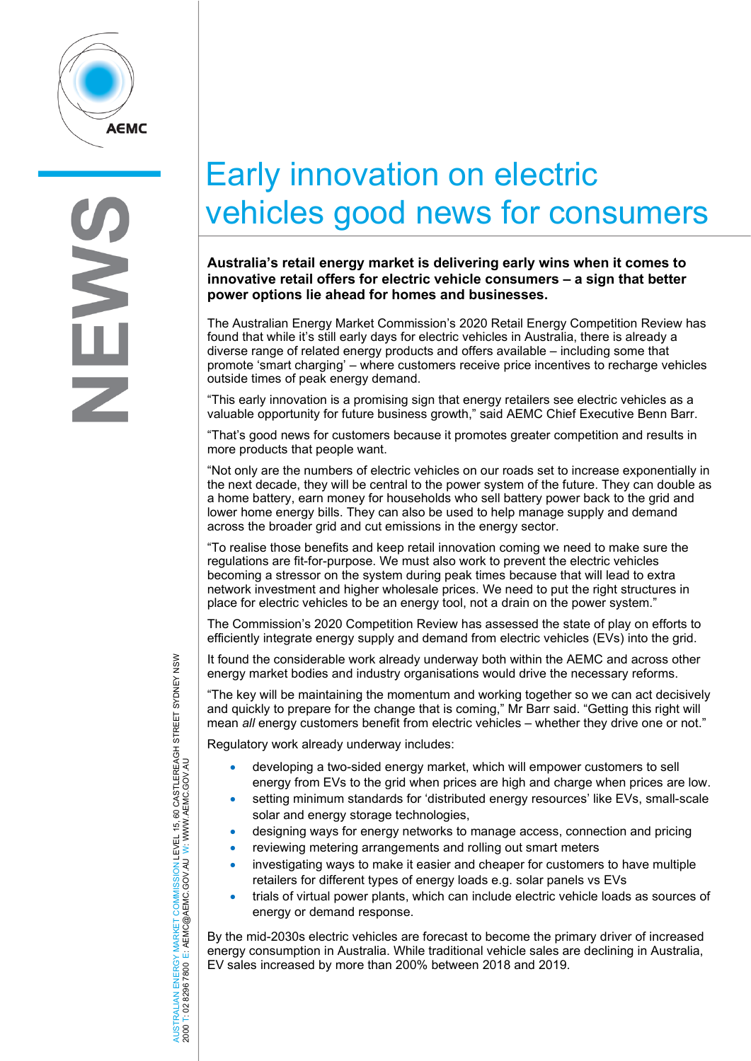# Early innovation on electric vehicles good news for consumers

**Australia's retail energy market is delivering early wins when it comes to innovative retail offers for electric vehicle consumers – a sign that better power options lie ahead for homes and businesses.**

The Australian Energy Market Commission's 2020 Retail Energy Competition Review has found that while it's still early days for electric vehicles in Australia, there is already a diverse range of related energy products and offers available – including some that promote 'smart charging' – where customers receive price incentives to recharge vehicles outside times of peak energy demand.

"This early innovation is a promising sign that energy retailers see electric vehicles as a valuable opportunity for future business growth," said AEMC Chief Executive Benn Barr.

"That's good news for customers because it promotes greater competition and results in more products that people want.

"Not only are the numbers of electric vehicles on our roads set to increase exponentially in the next decade, they will be central to the power system of the future. They can double as a home battery, earn money for households who sell battery power back to the grid and lower home energy bills. They can also be used to help manage supply and demand across the broader grid and cut emissions in the energy sector.

"To realise those benefits and keep retail innovation coming we need to make sure the regulations are fit-for-purpose. We must also work to prevent the electric vehicles becoming a stressor on the system during peak times because that will lead to extra network investment and higher wholesale prices. We need to put the right structures in place for electric vehicles to be an energy tool, not a drain on the power system."

The Commission's 2020 Competition Review has assessed the state of play on efforts to efficiently integrate energy supply and demand from electric vehicles (EVs) into the grid.

It found the considerable work already underway both within the AEMC and across other energy market bodies and industry organisations would drive the necessary reforms.

"The key will be maintaining the momentum and working together so we can act decisively and quickly to prepare for the change that is coming," Mr Barr said. "Getting this right will mean *all* energy customers benefit from electric vehicles – whether they drive one or not."

Regulatory work already underway includes:

- developing a two-sided energy market, which will empower customers to sell energy from EVs to the grid when prices are high and charge when prices are low.
- setting minimum standards for 'distributed energy resources' like EVs, small-scale solar and energy storage technologies,
- designing ways for energy networks to manage access, connection and pricing
- reviewing metering arrangements and rolling out smart meters
- investigating ways to make it easier and cheaper for customers to have multiple retailers for different types of energy loads e.g. solar panels vs EVs
- trials of virtual power plants, which can include electric vehicle loads as sources of energy or demand response.

By the mid-2030s electric vehicles are forecast to become the primary driver of increased energy consumption in Australia. While traditional vehicle sales are declining in Australia, EV sales increased by more than 200% between 2018 and 2019.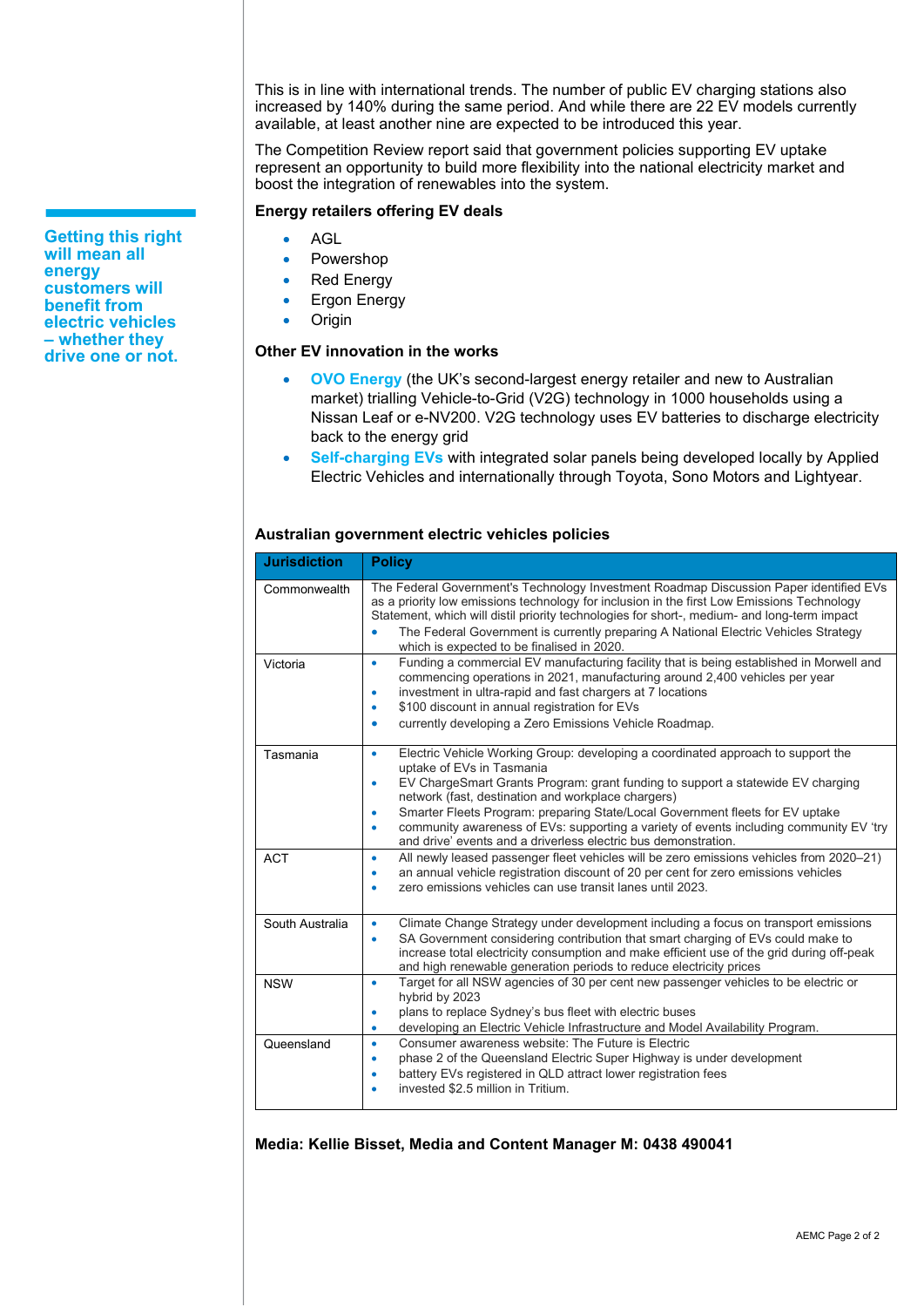Getting this right will mean all energy customers will benefit from electric vehicles – whether they drive one or not.

This is in line with international trends. The number of public EV charging stations also increased by 140% during the same period. And while there are 22 EV models currently available, at least another nine are expected to be introduced this year.

The Competition Review report said that government policies supporting EV uptake represent an opportunity to build more flexibility into the national electricity market and boost the integration of renewables into the system.

### Energy retailers offering EV deals

- AGL
- Powershop
- Red Energy
- Ergon Energy
- Origin

### Other EV innovation in the works

- **OVO Energy** (the UK's second-largest energy retailer and new to Australian market) trialling Vehicle-to-Grid (V2G) technology in 1000 households using a Nissan Leaf or e-NV200. V2G technology uses EV batteries to discharge electricity back to the energy grid
- **Self-charging EVs** with integrated solar panels being developed locally by Applied Electric Vehicles and internationally through Toyota, Sono Motors and Lightyear.

### Australian government electric vehicles policies

| Jurisdiction | Policy |
|---|---|
| Commonwealth | The Federal Government's Technology Investment Roadmap Discussion Paper identified EVs as a priority low emissions technology for inclusion in the first Low Emissions Technology Statement, which will distil priority technologies for short-, medium- and long-term impact<br>• The Federal Government is currently preparing A National Electric Vehicles Strategy which is expected to be finalised in 2020. |
| Victoria | • Funding a commercial EV manufacturing facility that is being established in Morwell and commencing operations in 2021, manufacturing around 2,400 vehicles per year<br>• investment in ultra-rapid and fast chargers at 7 locations<br>• $100 discount in annual registration for EVs<br>• currently developing a Zero Emissions Vehicle Roadmap. |
| Tasmania | • Electric Vehicle Working Group: developing a coordinated approach to support the uptake of EVs in Tasmania<br>• EV ChargeSmart Grants Program: grant funding to support a statewide EV charging network (fast, destination and workplace chargers)<br>• Smarter Fleets Program: preparing State/Local Government fleets for EV uptake<br>• community awareness of EVs: supporting a variety of events including community EV 'try and drive' events and a driverless electric bus demonstration. |
| ACT | • All newly leased passenger fleet vehicles will be zero emissions vehicles from 2020–21)<br>• an annual vehicle registration discount of 20 per cent for zero emissions vehicles<br>• zero emissions vehicles can use transit lanes until 2023. |
| South Australia | • Climate Change Strategy under development including a focus on transport emissions<br>• SA Government considering contribution that smart charging of EVs could make to increase total electricity consumption and make efficient use of the grid during off-peak and high renewable generation periods to reduce electricity prices |
| NSW | • Target for all NSW agencies of 30 per cent new passenger vehicles to be electric or hybrid by 2023<br>• plans to replace Sydney's bus fleet with electric buses<br>• developing an Electric Vehicle Infrastructure and Model Availability Program. |
| Queensland | • Consumer awareness website: The Future is Electric<br>• phase 2 of the Queensland Electric Super Highway is under development<br>• battery EVs registered in QLD attract lower registration fees<br>• invested $2.5 million in Tritium. |

**Media: Kellie Bisset, Media and Content Manager M: 0438 490041**